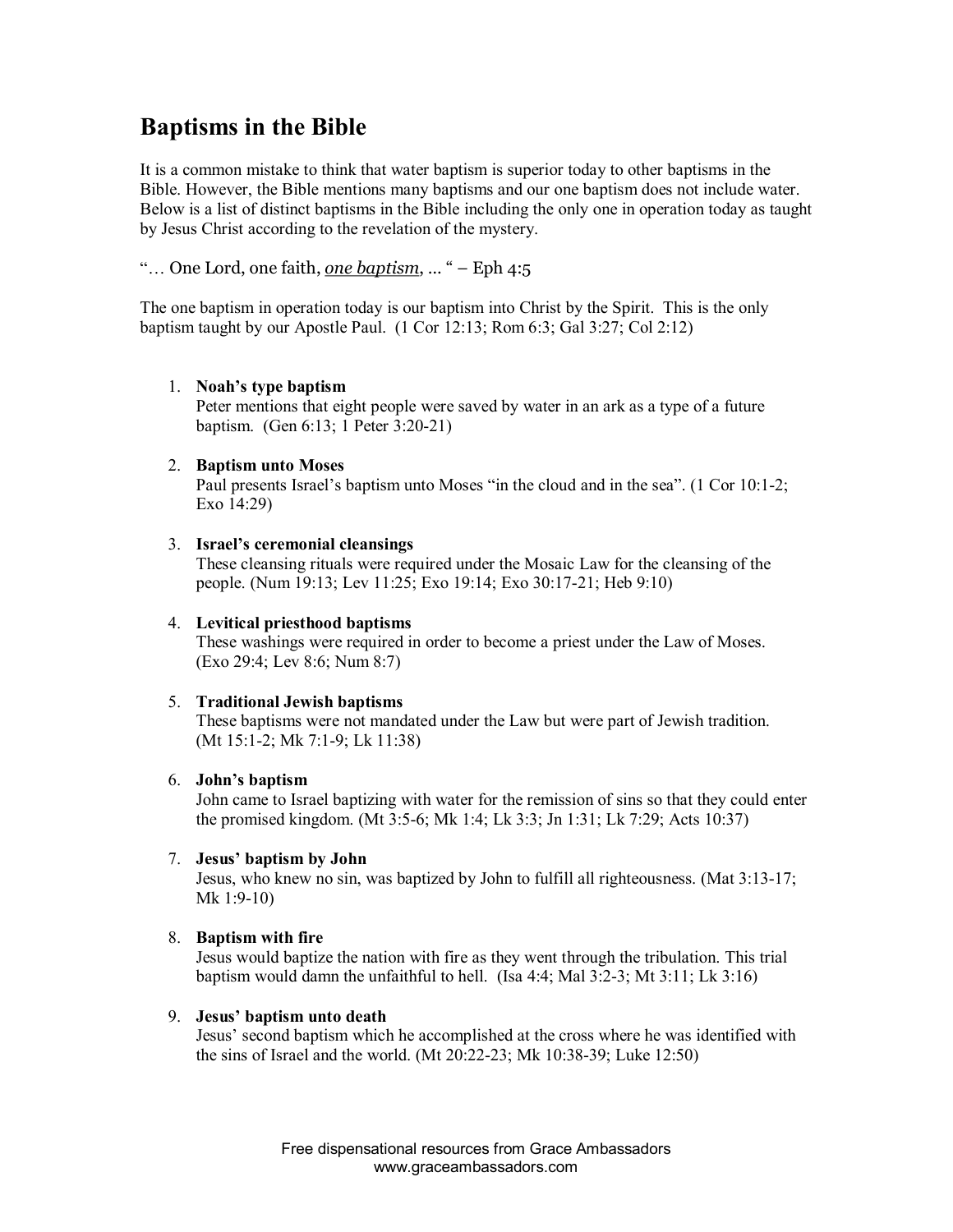# Baptisms in the Bible

It is a common mistake to think that water baptism is superior today to other baptisms in the Bible. However, the Bible mentions many baptisms and our one baptism does not include water. Below is a list of distinct baptisms in the Bible including the only one in operation today as taught by Jesus Christ according to the revelation of the mystery.

"… One Lord, one faith, *one baptism*, … " – Eph 4:5

The one baptism in operation today is our baptism into Christ by the Spirit. This is the only baptism taught by our Apostle Paul. (1 Cor 12:13; Rom 6:3; Gal 3:27; Col 2:12)

1. **Noah's type baptism**
   Peter mentions that eight people were saved by water in an ark as a type of a future baptism. (Gen 6:13; 1 Peter 3:20-21)

2. **Baptism unto Moses**
   Paul presents Israel's baptism unto Moses "in the cloud and in the sea". (1 Cor 10:1-2; Exo 14:29)

3. **Israel's ceremonial cleansings**
   These cleansing rituals were required under the Mosaic Law for the cleansing of the people. (Num 19:13; Lev 11:25; Exo 19:14; Exo 30:17-21; Heb 9:10)

4. **Levitical priesthood baptisms**
   These washings were required in order to become a priest under the Law of Moses. (Exo 29:4; Lev 8:6; Num 8:7)

5. **Traditional Jewish baptisms**
   These baptisms were not mandated under the Law but were part of Jewish tradition. (Mt 15:1-2; Mk 7:1-9; Lk 11:38)

6. **John's baptism**
   John came to Israel baptizing with water for the remission of sins so that they could enter the promised kingdom. (Mt 3:5-6; Mk 1:4; Lk 3:3; Jn 1:31; Lk 7:29; Acts 10:37)

7. **Jesus' baptism by John**
   Jesus, who knew no sin, was baptized by John to fulfill all righteousness. (Mat 3:13-17; Mk 1:9-10)

8. **Baptism with fire**
   Jesus would baptize the nation with fire as they went through the tribulation. This trial baptism would damn the unfaithful to hell. (Isa 4:4; Mal 3:2-3; Mt 3:11; Lk 3:16)

9. **Jesus' baptism unto death**
   Jesus' second baptism which he accomplished at the cross where he was identified with the sins of Israel and the world. (Mt 20:22-23; Mk 10:38-39; Luke 12:50)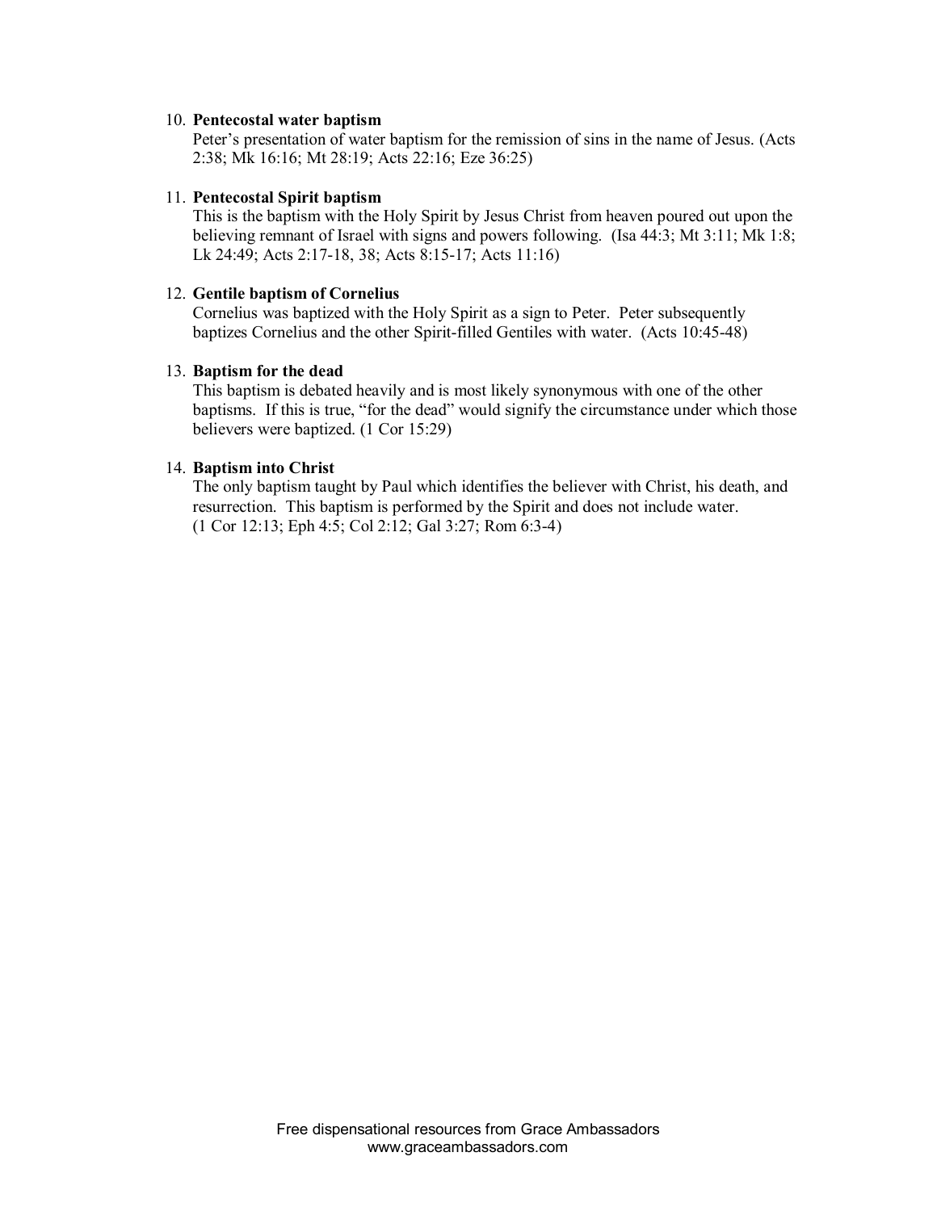10. **Pentecostal water baptism**
    Peter's presentation of water baptism for the remission of sins in the name of Jesus. (Acts 2:38; Mk 16:16; Mt 28:19; Acts 22:16; Eze 36:25)

11. **Pentecostal Spirit baptism**
    This is the baptism with the Holy Spirit by Jesus Christ from heaven poured out upon the believing remnant of Israel with signs and powers following. (Isa 44:3; Mt 3:11; Mk 1:8; Lk 24:49; Acts 2:17-18, 38; Acts 8:15-17; Acts 11:16)

12. **Gentile baptism of Cornelius**
    Cornelius was baptized with the Holy Spirit as a sign to Peter. Peter subsequently baptizes Cornelius and the other Spirit-filled Gentiles with water. (Acts 10:45-48)

13. **Baptism for the dead**
    This baptism is debated heavily and is most likely synonymous with one of the other baptisms. If this is true, "for the dead" would signify the circumstance under which those believers were baptized. (1 Cor 15:29)

14. **Baptism into Christ**
    The only baptism taught by Paul which identifies the believer with Christ, his death, and resurrection. This baptism is performed by the Spirit and does not include water. (1 Cor 12:13; Eph 4:5; Col 2:12; Gal 3:27; Rom 6:3-4)